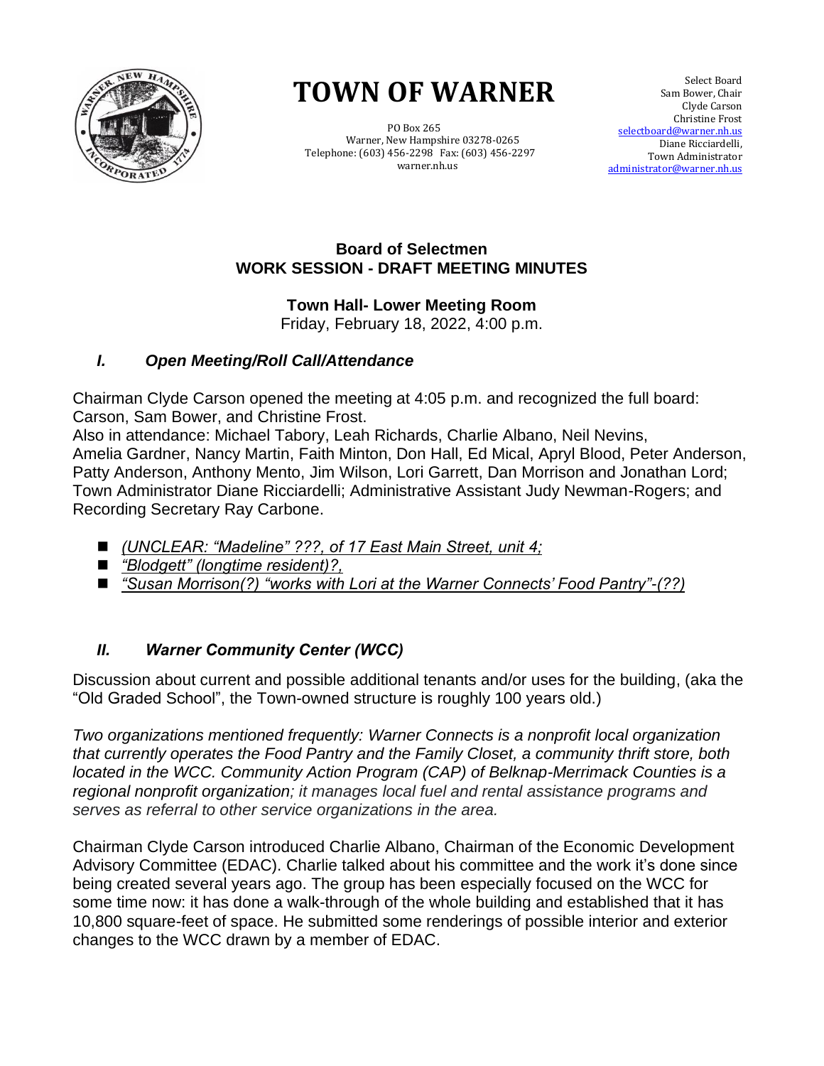# TOWN OF WARNER

PO Box 265
Warner, New Hampshire 03278-0265
Telephone: (603) 456-2298 Fax: (603) 456-2297
warner.nh.us

Select Board
Sam Bower, Chair
Clyde Carson
Christine Frost
selectboard@warner.nh.us
Diane Ricciardelli,
Town Administrator
administrator@warner.nh.us

## Board of Selectmen
## WORK SESSION - DRAFT MEETING MINUTES

**Town Hall- Lower Meeting Room**
Friday, February 18, 2022, 4:00 p.m.

### *I. Open Meeting/Roll Call/Attendance*

Chairman Clyde Carson opened the meeting at 4:05 p.m. and recognized the full board: Carson, Sam Bower, and Christine Frost.
Also in attendance: Michael Tabory, Leah Richards, Charlie Albano, Neil Nevins, Amelia Gardner, Nancy Martin, Faith Minton, Don Hall, Ed Mical, Apryl Blood, Peter Anderson, Patty Anderson, Anthony Mento, Jim Wilson, Lori Garrett, Dan Morrison and Jonathan Lord; Town Administrator Diane Ricciardelli; Administrative Assistant Judy Newman-Rogers; and Recording Secretary Ray Carbone.

- *(UNCLEAR: "Madeline" ???, of 17 East Main Street, unit 4;*
- *"Blodgett" (longtime resident)?,*
- *"Susan Morrison(?) "works with Lori at the Warner Connects' Food Pantry"-(??)*

### *II. Warner Community Center (WCC)*

Discussion about current and possible additional tenants and/or uses for the building, (aka the "Old Graded School", the Town-owned structure is roughly 100 years old.)

*Two organizations mentioned frequently: Warner Connects is a nonprofit local organization that currently operates the Food Pantry and the Family Closet, a community thrift store, both located in the WCC. Community Action Program (CAP) of Belknap-Merrimack Counties is a regional nonprofit organization; it manages local fuel and rental assistance programs and serves as referral to other service organizations in the area.*

Chairman Clyde Carson introduced Charlie Albano, Chairman of the Economic Development Advisory Committee (EDAC). Charlie talked about his committee and the work it's done since being created several years ago. The group has been especially focused on the WCC for some time now: it has done a walk-through of the whole building and established that it has 10,800 square-feet of space. He submitted some renderings of possible interior and exterior changes to the WCC drawn by a member of EDAC.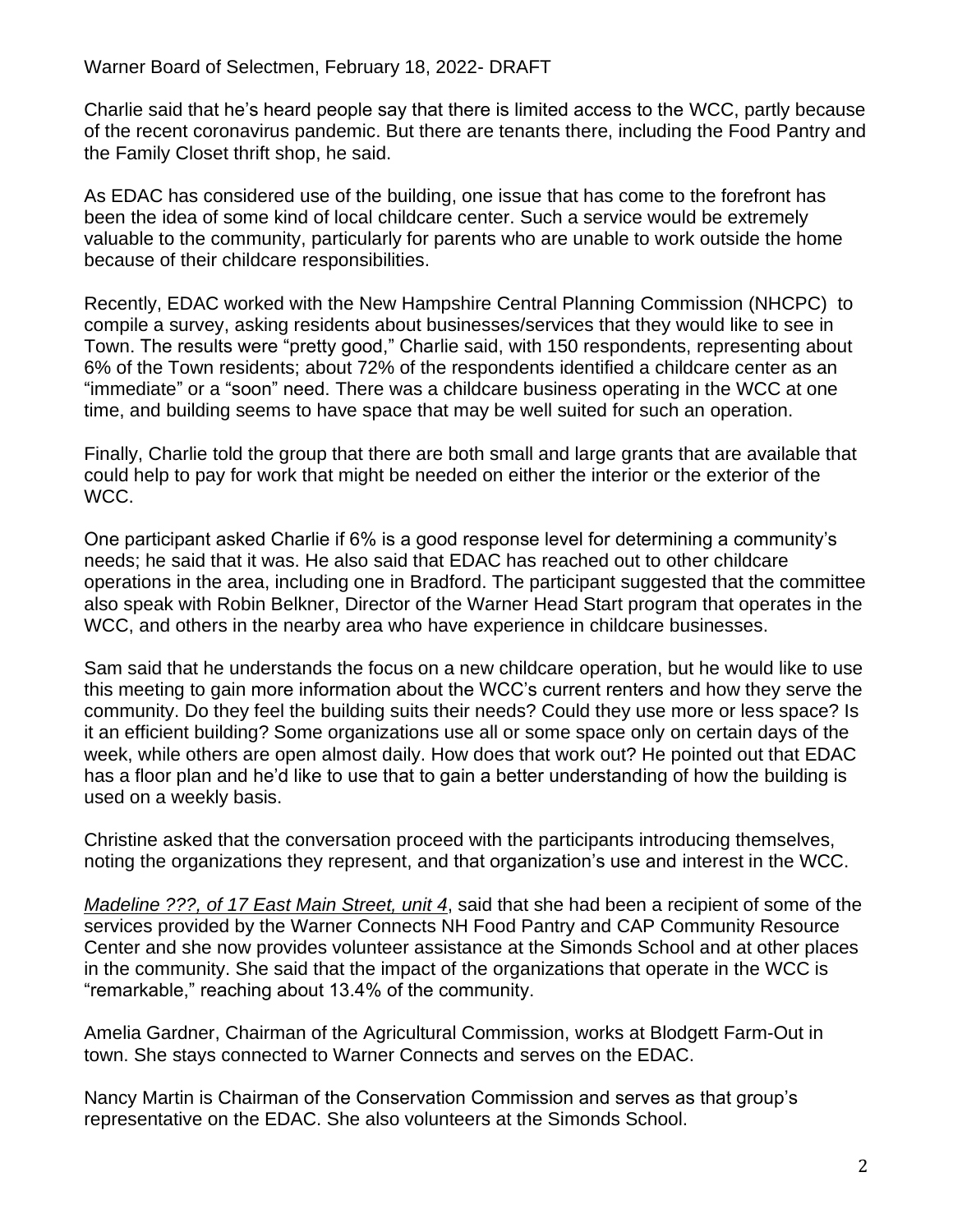Charlie said that he's heard people say that there is limited access to the WCC, partly because of the recent coronavirus pandemic. But there are tenants there, including the Food Pantry and the Family Closet thrift shop, he said.

As EDAC has considered use of the building, one issue that has come to the forefront has been the idea of some kind of local childcare center. Such a service would be extremely valuable to the community, particularly for parents who are unable to work outside the home because of their childcare responsibilities.

Recently, EDAC worked with the New Hampshire Central Planning Commission (NHCPC) to compile a survey, asking residents about businesses/services that they would like to see in Town. The results were "pretty good," Charlie said, with 150 respondents, representing about 6% of the Town residents; about 72% of the respondents identified a childcare center as an "immediate" or a "soon" need. There was a childcare business operating in the WCC at one time, and building seems to have space that may be well suited for such an operation.

Finally, Charlie told the group that there are both small and large grants that are available that could help to pay for work that might be needed on either the interior or the exterior of the WCC.

One participant asked Charlie if 6% is a good response level for determining a community's needs; he said that it was. He also said that EDAC has reached out to other childcare operations in the area, including one in Bradford. The participant suggested that the committee also speak with Robin Belkner, Director of the Warner Head Start program that operates in the WCC, and others in the nearby area who have experience in childcare businesses.

Sam said that he understands the focus on a new childcare operation, but he would like to use this meeting to gain more information about the WCC's current renters and how they serve the community. Do they feel the building suits their needs? Could they use more or less space? Is it an efficient building? Some organizations use all or some space only on certain days of the week, while others are open almost daily. How does that work out? He pointed out that EDAC has a floor plan and he'd like to use that to gain a better understanding of how the building is used on a weekly basis.

Christine asked that the conversation proceed with the participants introducing themselves, noting the organizations they represent, and that organization's use and interest in the WCC.

*Madeline ???, of 17 East Main Street, unit 4*, said that she had been a recipient of some of the services provided by the Warner Connects NH Food Pantry and CAP Community Resource Center and she now provides volunteer assistance at the Simonds School and at other places in the community. She said that the impact of the organizations that operate in the WCC is "remarkable," reaching about 13.4% of the community.

Amelia Gardner, Chairman of the Agricultural Commission, works at Blodgett Farm-Out in town. She stays connected to Warner Connects and serves on the EDAC.

Nancy Martin is Chairman of the Conservation Commission and serves as that group's representative on the EDAC. She also volunteers at the Simonds School.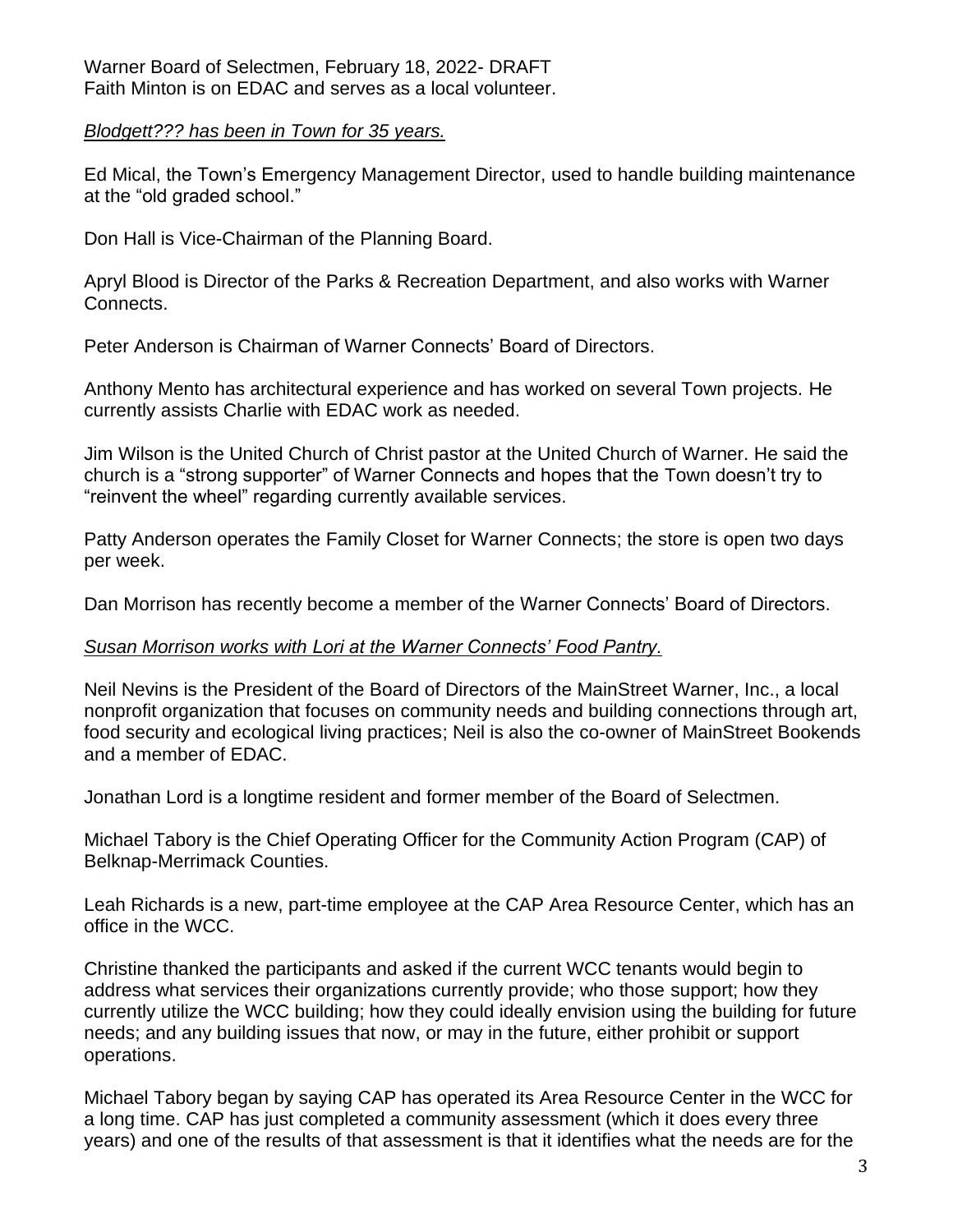Faith Minton is on EDAC and serves as a local volunteer.

*Blodgett??? has been in Town for 35 years.*

Ed Mical, the Town's Emergency Management Director, used to handle building maintenance at the "old graded school."

Don Hall is Vice-Chairman of the Planning Board.

Apryl Blood is Director of the Parks & Recreation Department, and also works with Warner Connects.

Peter Anderson is Chairman of Warner Connects' Board of Directors.

Anthony Mento has architectural experience and has worked on several Town projects. He currently assists Charlie with EDAC work as needed.

Jim Wilson is the United Church of Christ pastor at the United Church of Warner. He said the church is a "strong supporter" of Warner Connects and hopes that the Town doesn't try to "reinvent the wheel" regarding currently available services.

Patty Anderson operates the Family Closet for Warner Connects; the store is open two days per week.

Dan Morrison has recently become a member of the Warner Connects' Board of Directors.

*Susan Morrison works with Lori at the Warner Connects' Food Pantry.*

Neil Nevins is the President of the Board of Directors of the MainStreet Warner, Inc., a local nonprofit organization that focuses on community needs and building connections through art, food security and ecological living practices; Neil is also the co-owner of MainStreet Bookends and a member of EDAC.

Jonathan Lord is a longtime resident and former member of the Board of Selectmen.

Michael Tabory is the Chief Operating Officer for the Community Action Program (CAP) of Belknap-Merrimack Counties.

Leah Richards is a new, part-time employee at the CAP Area Resource Center, which has an office in the WCC.

Christine thanked the participants and asked if the current WCC tenants would begin to address what services their organizations currently provide; who those support; how they currently utilize the WCC building; how they could ideally envision using the building for future needs; and any building issues that now, or may in the future, either prohibit or support operations.

Michael Tabory began by saying CAP has operated its Area Resource Center in the WCC for a long time. CAP has just completed a community assessment (which it does every three years) and one of the results of that assessment is that it identifies what the needs are for the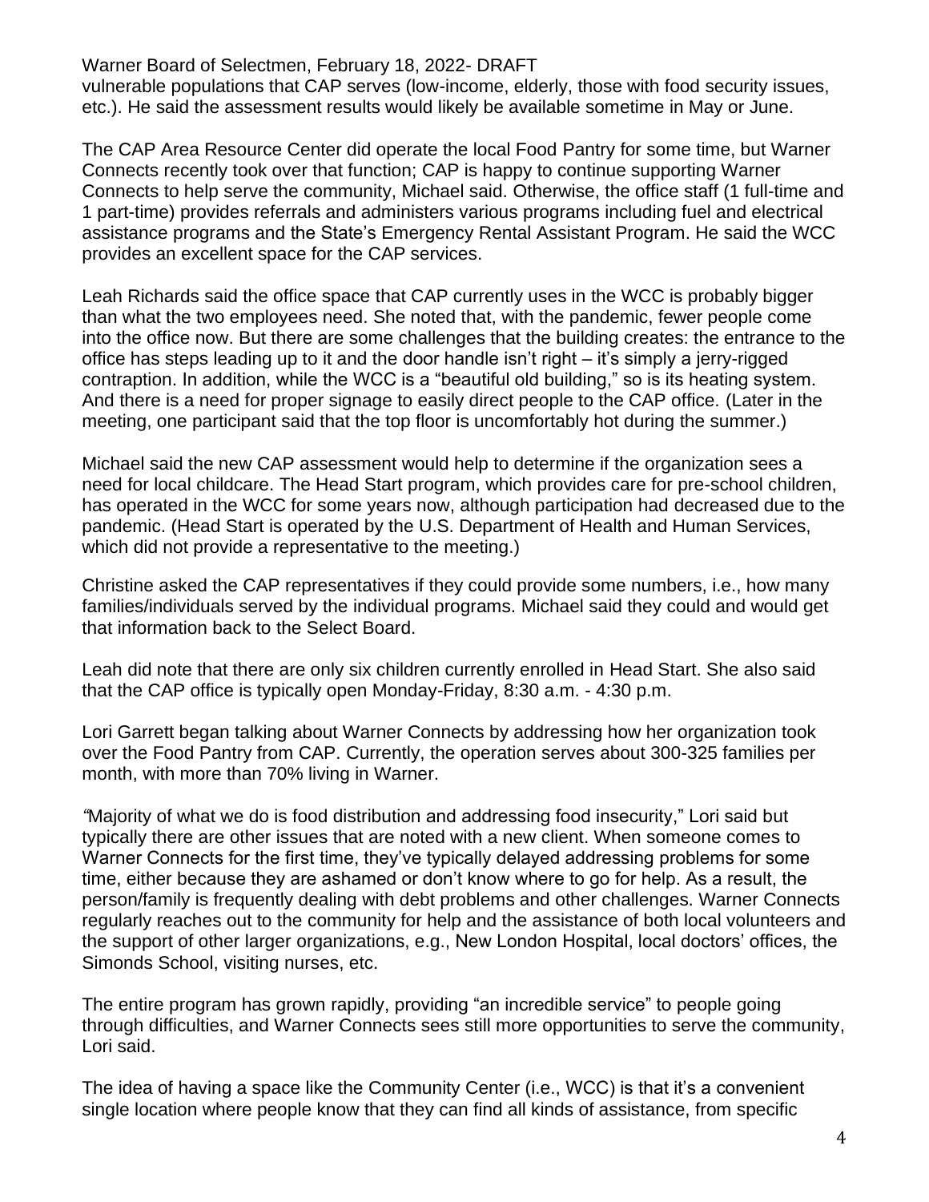vulnerable populations that CAP serves (low-income, elderly, those with food security issues, etc.). He said the assessment results would likely be available sometime in May or June.

The CAP Area Resource Center did operate the local Food Pantry for some time, but Warner Connects recently took over that function; CAP is happy to continue supporting Warner Connects to help serve the community, Michael said. Otherwise, the office staff (1 full-time and 1 part-time) provides referrals and administers various programs including fuel and electrical assistance programs and the State's Emergency Rental Assistant Program. He said the WCC provides an excellent space for the CAP services.

Leah Richards said the office space that CAP currently uses in the WCC is probably bigger than what the two employees need. She noted that, with the pandemic, fewer people come into the office now. But there are some challenges that the building creates: the entrance to the office has steps leading up to it and the door handle isn't right – it's simply a jerry-rigged contraption. In addition, while the WCC is a "beautiful old building," so is its heating system. And there is a need for proper signage to easily direct people to the CAP office. (Later in the meeting, one participant said that the top floor is uncomfortably hot during the summer.)

Michael said the new CAP assessment would help to determine if the organization sees a need for local childcare. The Head Start program, which provides care for pre-school children, has operated in the WCC for some years now, although participation had decreased due to the pandemic. (Head Start is operated by the U.S. Department of Health and Human Services, which did not provide a representative to the meeting.)

Christine asked the CAP representatives if they could provide some numbers, i.e., how many families/individuals served by the individual programs. Michael said they could and would get that information back to the Select Board.

Leah did note that there are only six children currently enrolled in Head Start. She also said that the CAP office is typically open Monday-Friday, 8:30 a.m. - 4:30 p.m.

Lori Garrett began talking about Warner Connects by addressing how her organization took over the Food Pantry from CAP. Currently, the operation serves about 300-325 families per month, with more than 70% living in Warner.

"Majority of what we do is food distribution and addressing food insecurity," Lori said but typically there are other issues that are noted with a new client. When someone comes to Warner Connects for the first time, they've typically delayed addressing problems for some time, either because they are ashamed or don't know where to go for help. As a result, the person/family is frequently dealing with debt problems and other challenges. Warner Connects regularly reaches out to the community for help and the assistance of both local volunteers and the support of other larger organizations, e.g., New London Hospital, local doctors' offices, the Simonds School, visiting nurses, etc.

The entire program has grown rapidly, providing "an incredible service" to people going through difficulties, and Warner Connects sees still more opportunities to serve the community, Lori said.

The idea of having a space like the Community Center (i.e., WCC) is that it's a convenient single location where people know that they can find all kinds of assistance, from specific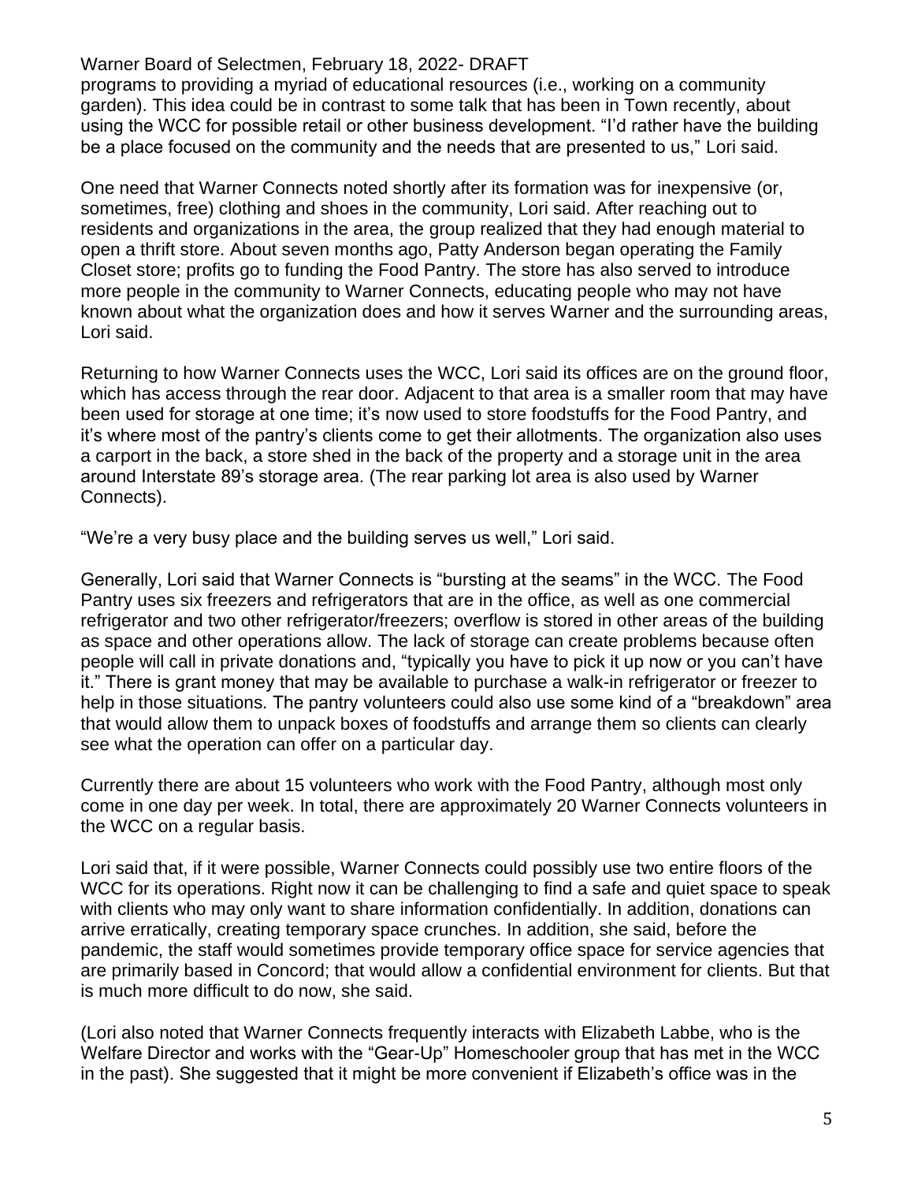programs to providing a myriad of educational resources (i.e., working on a community garden). This idea could be in contrast to some talk that has been in Town recently, about using the WCC for possible retail or other business development. "I'd rather have the building be a place focused on the community and the needs that are presented to us," Lori said.

One need that Warner Connects noted shortly after its formation was for inexpensive (or, sometimes, free) clothing and shoes in the community, Lori said. After reaching out to residents and organizations in the area, the group realized that they had enough material to open a thrift store. About seven months ago, Patty Anderson began operating the Family Closet store; profits go to funding the Food Pantry. The store has also served to introduce more people in the community to Warner Connects, educating people who may not have known about what the organization does and how it serves Warner and the surrounding areas, Lori said.

Returning to how Warner Connects uses the WCC, Lori said its offices are on the ground floor, which has access through the rear door. Adjacent to that area is a smaller room that may have been used for storage at one time; it's now used to store foodstuffs for the Food Pantry, and it's where most of the pantry's clients come to get their allotments. The organization also uses a carport in the back, a store shed in the back of the property and a storage unit in the area around Interstate 89's storage area. (The rear parking lot area is also used by Warner Connects).

"We're a very busy place and the building serves us well," Lori said.

Generally, Lori said that Warner Connects is "bursting at the seams" in the WCC. The Food Pantry uses six freezers and refrigerators that are in the office, as well as one commercial refrigerator and two other refrigerator/freezers; overflow is stored in other areas of the building as space and other operations allow. The lack of storage can create problems because often people will call in private donations and, "typically you have to pick it up now or you can't have it." There is grant money that may be available to purchase a walk-in refrigerator or freezer to help in those situations. The pantry volunteers could also use some kind of a "breakdown" area that would allow them to unpack boxes of foodstuffs and arrange them so clients can clearly see what the operation can offer on a particular day.

Currently there are about 15 volunteers who work with the Food Pantry, although most only come in one day per week. In total, there are approximately 20 Warner Connects volunteers in the WCC on a regular basis.

Lori said that, if it were possible, Warner Connects could possibly use two entire floors of the WCC for its operations. Right now it can be challenging to find a safe and quiet space to speak with clients who may only want to share information confidentially. In addition, donations can arrive erratically, creating temporary space crunches. In addition, she said, before the pandemic, the staff would sometimes provide temporary office space for service agencies that are primarily based in Concord; that would allow a confidential environment for clients. But that is much more difficult to do now, she said.

(Lori also noted that Warner Connects frequently interacts with Elizabeth Labbe, who is the Welfare Director and works with the "Gear-Up" Homeschooler group that has met in the WCC in the past). She suggested that it might be more convenient if Elizabeth's office was in the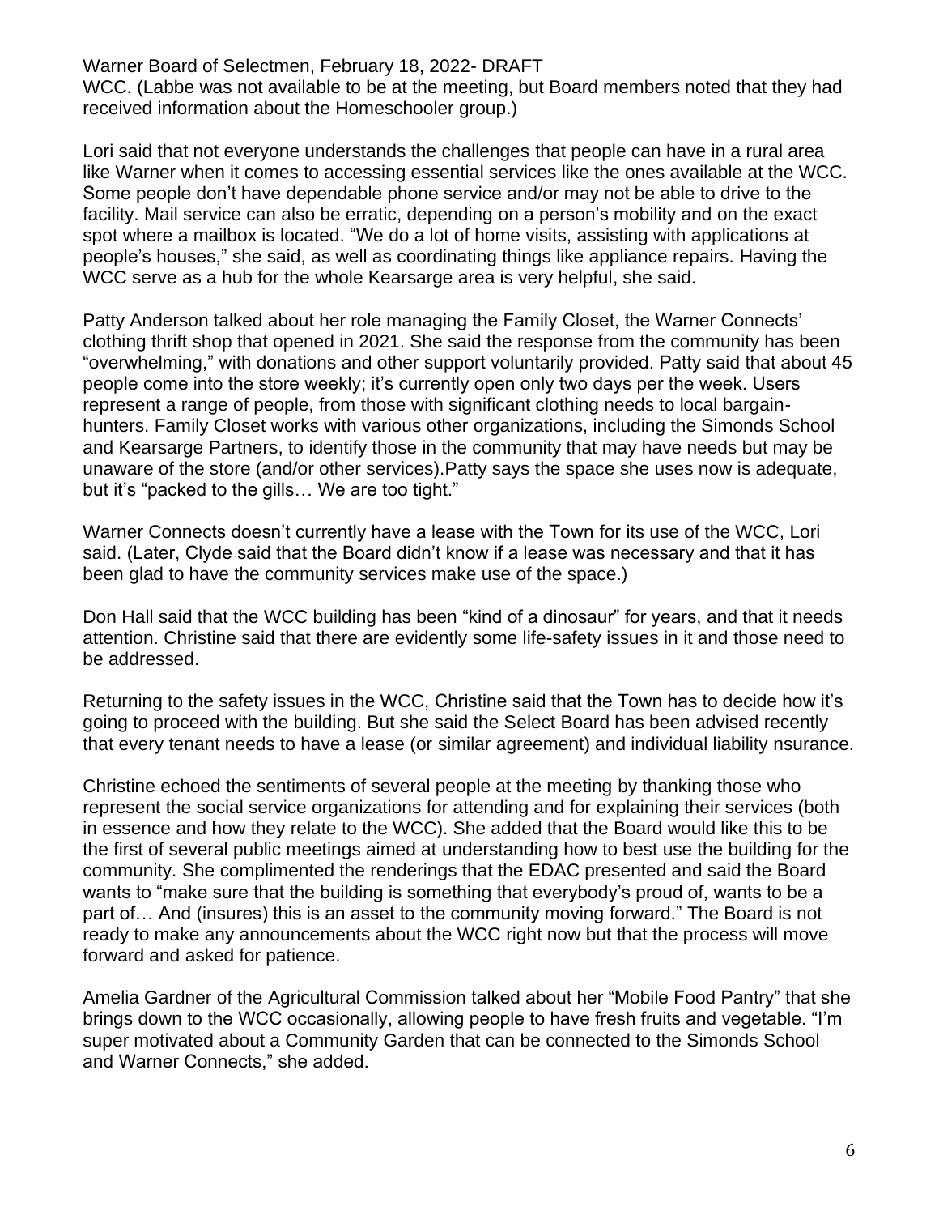WCC. (Labbe was not available to be at the meeting, but Board members noted that they had received information about the Homeschooler group.)

Lori said that not everyone understands the challenges that people can have in a rural area like Warner when it comes to accessing essential services like the ones available at the WCC. Some people don't have dependable phone service and/or may not be able to drive to the facility. Mail service can also be erratic, depending on a person's mobility and on the exact spot where a mailbox is located. "We do a lot of home visits, assisting with applications at people's houses," she said, as well as coordinating things like appliance repairs. Having the WCC serve as a hub for the whole Kearsarge area is very helpful, she said.

Patty Anderson talked about her role managing the Family Closet, the Warner Connects' clothing thrift shop that opened in 2021. She said the response from the community has been "overwhelming," with donations and other support voluntarily provided. Patty said that about 45 people come into the store weekly; it's currently open only two days per the week. Users represent a range of people, from those with significant clothing needs to local bargain-hunters. Family Closet works with various other organizations, including the Simonds School and Kearsarge Partners, to identify those in the community that may have needs but may be unaware of the store (and/or other services).Patty says the space she uses now is adequate, but it's "packed to the gills… We are too tight."

Warner Connects doesn't currently have a lease with the Town for its use of the WCC, Lori said. (Later, Clyde said that the Board didn't know if a lease was necessary and that it has been glad to have the community services make use of the space.)

Don Hall said that the WCC building has been "kind of a dinosaur" for years, and that it needs attention. Christine said that there are evidently some life-safety issues in it and those need to be addressed.

Returning to the safety issues in the WCC, Christine said that the Town has to decide how it's going to proceed with the building. But she said the Select Board has been advised recently that every tenant needs to have a lease (or similar agreement) and individual liability nsurance.

Christine echoed the sentiments of several people at the meeting by thanking those who represent the social service organizations for attending and for explaining their services (both in essence and how they relate to the WCC). She added that the Board would like this to be the first of several public meetings aimed at understanding how to best use the building for the community. She complimented the renderings that the EDAC presented and said the Board wants to "make sure that the building is something that everybody's proud of, wants to be a part of… And (insures) this is an asset to the community moving forward." The Board is not ready to make any announcements about the WCC right now but that the process will move forward and asked for patience.

Amelia Gardner of the Agricultural Commission talked about her "Mobile Food Pantry" that she brings down to the WCC occasionally, allowing people to have fresh fruits and vegetable. "I'm super motivated about a Community Garden that can be connected to the Simonds School and Warner Connects," she added.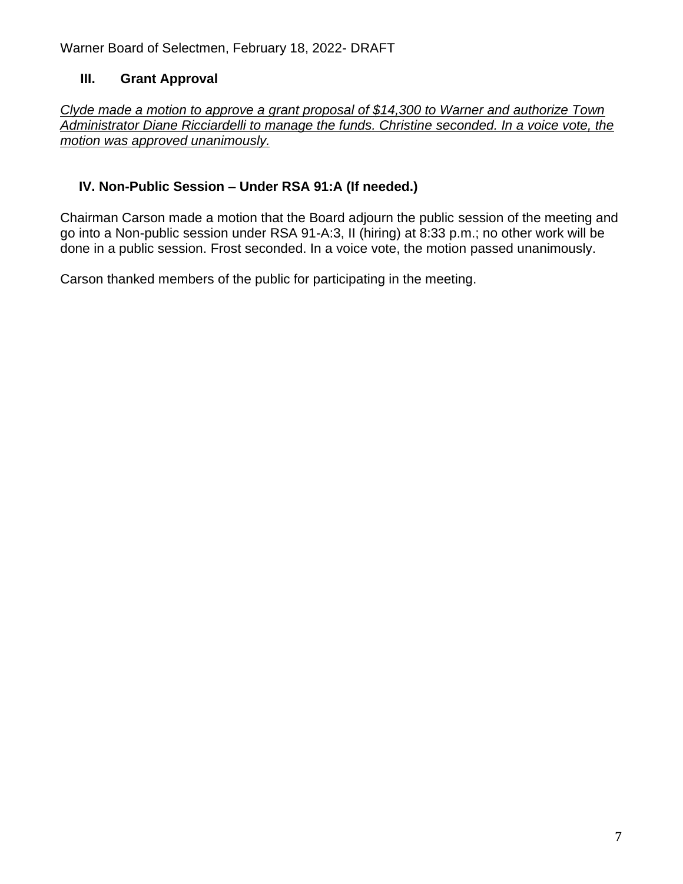## III. Grant Approval

*<u>Clyde made a motion to approve a grant proposal of $14,300 to Warner and authorize Town Administrator Diane Ricciardelli to manage the funds. Christine seconded. In a voice vote, the motion was approved unanimously.</u>*

## IV. Non-Public Session – Under RSA 91:A (If needed.)

Chairman Carson made a motion that the Board adjourn the public session of the meeting and go into a Non-public session under RSA 91-A:3, II (hiring) at 8:33 p.m.; no other work will be done in a public session. Frost seconded. In a voice vote, the motion passed unanimously.

Carson thanked members of the public for participating in the meeting.